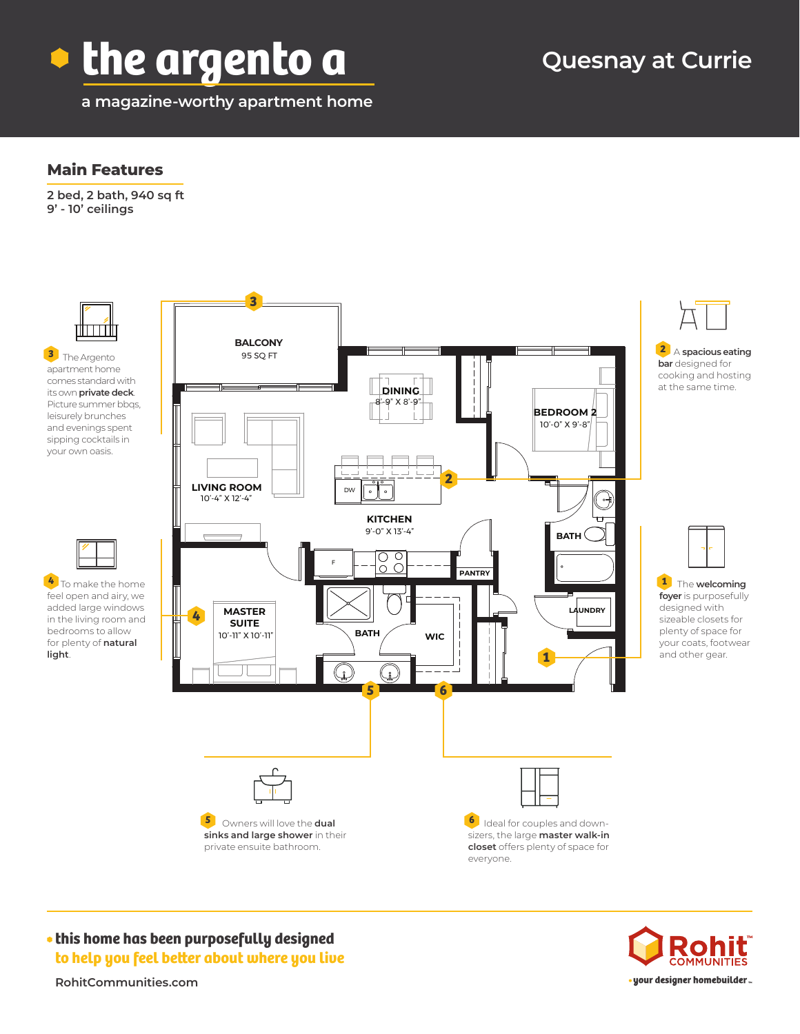# the argento a

Quesnay at Currie

a magazine-worthy apartment home

## Main Features

2 bed, 2 bath, 940 sq ft
9' - 10' ceilings

BALCONY
95 SQ FT

DINING
8'-9" X 8'-9"

BEDROOM 2
10'-0" X 9'-8"

LIVING ROOM
10'-4" X 12'-4"

KITCHEN
9'-0" X 13'-4"

BATH

PANTRY

LAUNDRY

MASTER SUITE
10'-11" X 10'-11"

BATH

WIC

3 The Argento apartment home comes standard with its own **private deck**. Picture summer bbqs, leisurely brunches and evenings spent sipping cocktails in your own oasis.

2 A **spacious eating bar** designed for cooking and hosting at the same time.

4 To make the home feel open and airy, we added large windows in the living room and bedrooms to allow for plenty of **natural light**.

1 The **welcoming foyer** is purposefully designed with sizeable closets for plenty of space for your coats, footwear and other gear.

5 Owners will love the **dual sinks and large shower** in their private ensuite bathroom.

6 Ideal for couples and down-sizers, the large **master walk-in closet** offers plenty of space for everyone.

**this home has been purposefully designed to help you feel better about where you live**

RohitCommunities.com

Rohit COMMUNITIES
your designer homebuilder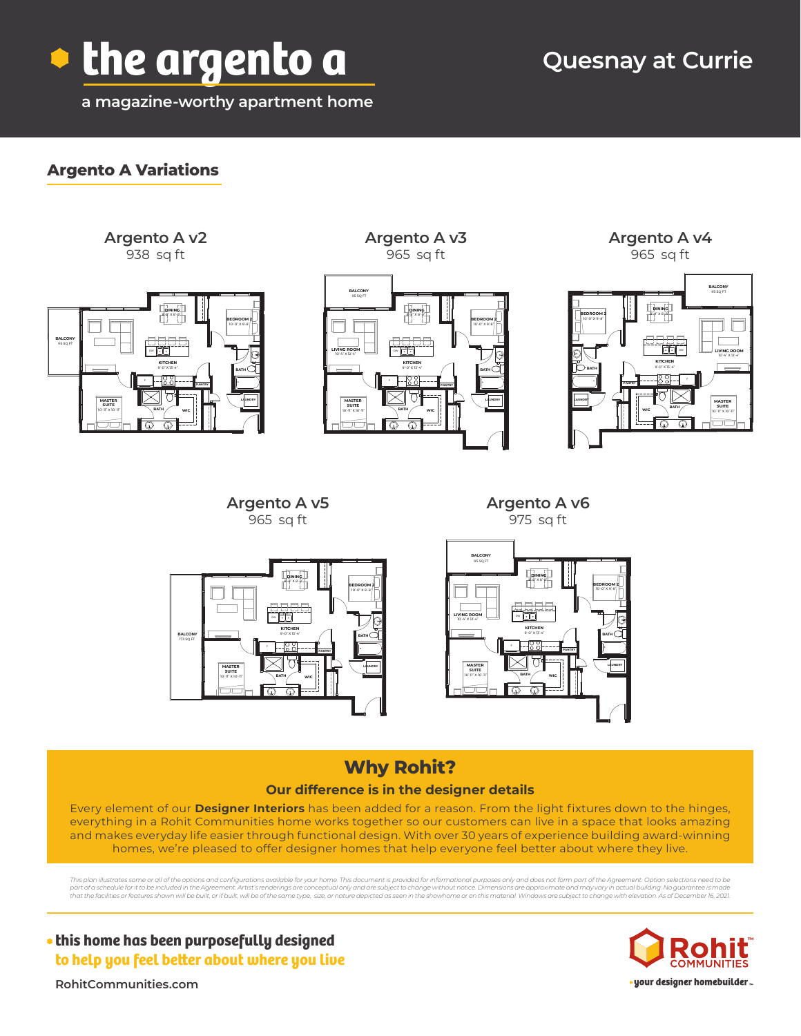# the argento a

a magazine-worthy apartment home

Quesnay at Currie

## Argento A Variations

**Argento A v2**
938 sq ft

**Argento A v3**
965 sq ft

**Argento A v4**
965 sq ft

**Argento A v5**
965 sq ft

**Argento A v6**
975 sq ft

## Why Rohit?

### Our difference is in the designer details

Every element of our **Designer Interiors** has been added for a reason. From the light fixtures down to the hinges, everything in a Rohit Communities home works together so our customers can live in a space that looks amazing and makes everyday life easier through functional design. With over 30 years of experience building award-winning homes, we're pleased to offer designer homes that help everyone feel better about where they live.

*This plan illustrates some or all of the options and configurations available for your home. This document is provided for informational purposes only and does not form part of the Agreement. Option selections need to be part of a schedule for it to be included in the Agreement. Artist's renderings are conceptual only and are subject to change without notice. Dimensions are approximate and may vary in actual building. No guarantee is made that the facilities or features shown will be built, or if built, will be of the same type, size, or nature depicted as seen in the showhome or on this material. Windows are subject to change with elevation. As of December 16, 2021.*

**this home has been purposefully designed to help you feel better about where you live**

RohitCommunities.com

Rohit™ COMMUNITIES
your designer homebuilder